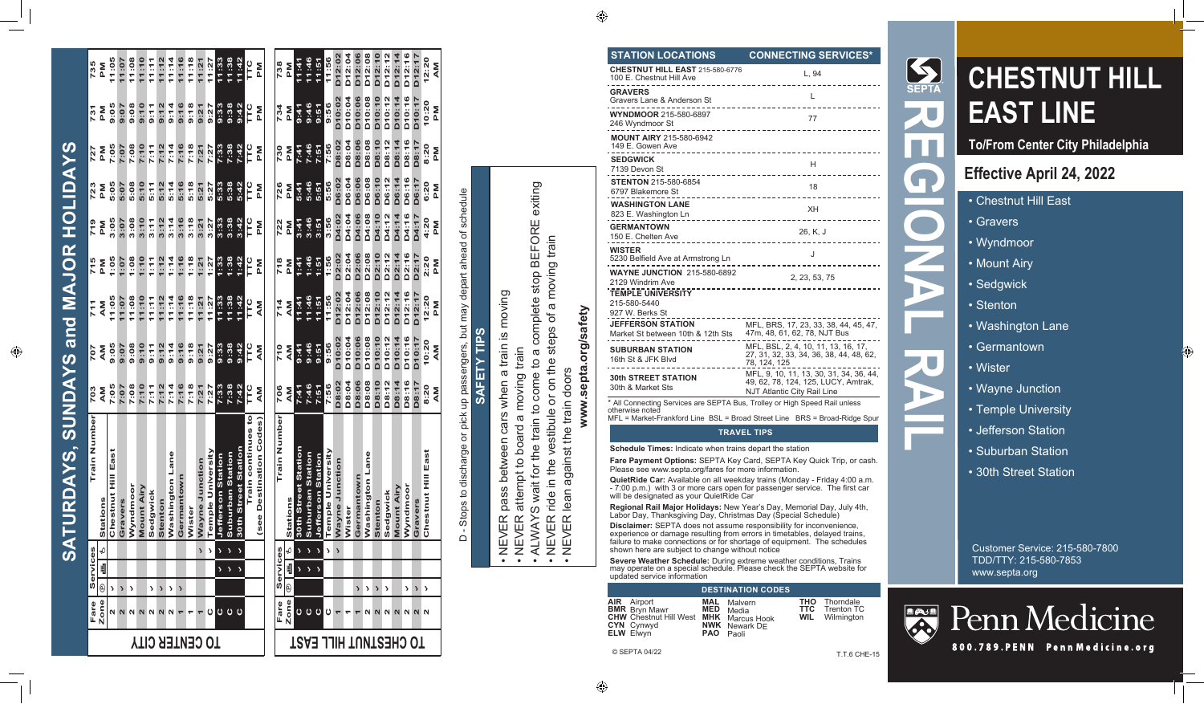# SATURDAYS, SUNDAYS and MAJOR HOLIDAYS

## TO CENTER CITY

| Fare Zone | P | Bike | Accessible | Stations / Train Number | 703 AM | 707 AM | 711 AM | 715 PM | 719 PM | 723 PM | 727 PM | 731 PM | 735 PM |
|---|---|---|---|---|---|---|---|---|---|---|---|---|---|
| 2 | ✓ | | | Chestnut Hill East | 7:05 | 9:05 | 11:05 | 1:05 | 3:05 | 5:05 | 7:05 | 9:05 | 11:05 |
| 2 | ✓ | | | Gravers | 7:07 | 9:07 | 11:07 | 1:07 | 3:07 | 5:07 | 7:07 | 9:07 | 11:07 |
| 2 | ✓ | | | Wyndmoor | 7:08 | 9:08 | 11:08 | 1:08 | 3:08 | 5:08 | 7:08 | 9:08 | 11:08 |
| 2 | | | | Mount Airy | 7:10 | 9:10 | 11:10 | 1:10 | 3:10 | 5:10 | 7:10 | 9:10 | 11:10 |
| 2 | ✓ | | | Sedgwick | 7:11 | 9:11 | 11:11 | 1:11 | 3:11 | 5:11 | 7:11 | 9:11 | 11:11 |
| 2 | ✓ | | | Stenton | 7:12 | 9:12 | 11:12 | 1:12 | 3:12 | 5:12 | 7:12 | 9:12 | 11:12 |
| 2 | ✓ | | | Washington Lane | 7:14 | 9:14 | 11:14 | 1:14 | 3:14 | 5:14 | 7:14 | 9:14 | 11:14 |
| 1 | ✓ | | | Germantown | 7:16 | 9:16 | 11:16 | 1:16 | 3:16 | 5:16 | 7:16 | 9:16 | 11:16 |
| 1 | | | | Wister | 7:18 | 9:18 | 11:18 | 1:18 | 3:18 | 5:18 | 7:18 | 9:18 | 11:18 |
| 1 | | | ✓ | Wayne Junction | 7:21 | 9:21 | 11:21 | 1:21 | 3:21 | 5:21 | 7:21 | 9:21 | 11:21 |
| C | | | ✓ | Temple University | 7:27 | 9:27 | 11:27 | 1:27 | 3:27 | 5:27 | 7:27 | 9:27 | 11:27 |
| C | | ✓ | ✓ | Jefferson Station | 7:33 | 9:33 | 11:33 | 1:33 | 3:33 | 5:33 | 7:33 | 9:33 | 11:33 |
| C | | ✓ | ✓ | Suburban Station | 7:38 | 9:38 | 11:38 | 1:38 | 3:38 | 5:38 | 7:38 | 9:38 | 11:38 |
| C | | ✓ | ✓ | 30th Street Station | 7:42 | 9:42 | 11:42 | 1:42 | 3:42 | 5:42 | 7:42 | 9:42 | 11:42 |
| | | | | Train continues to (see Destination Codes) | TTC AM | TTC AM | TTC AM | TTC PM | TTC PM | TTC PM | TTC PM | TTC PM | TTC PM |

## TO CHESTNUT HILL EAST

| Fare Zone | P | Bike | Accessible | Stations / Train Number | 706 AM | 710 AM | 714 AM | 718 PM | 722 PM | 726 PM | 730 PM | 734 PM | 738 PM |
|---|---|---|---|---|---|---|---|---|---|---|---|---|---|
| C | | ✓ | ✓ | 30th Street Station | 7:41 | 9:41 | 11:41 | 1:41 | 3:41 | 5:41 | 7:41 | 9:41 | 11:41 |
| C | | ✓ | ✓ | Suburban Station | 7:46 | 9:46 | 11:46 | 1:46 | 3:46 | 5:46 | 7:46 | 9:46 | 11:46 |
| C | | ✓ | ✓ | Jefferson Station | 7:51 | 9:51 | 11:51 | 1:51 | 3:51 | 5:51 | 7:51 | 9:51 | 11:51 |
| C | | | ✓ | Temple University | 7:56 | 9:56 | 11:56 | 1:56 | 3:56 | 5:56 | 7:56 | 9:56 | 11:56 |
| 1 | | | ✓ | Wayne Junction | D8:02 | D10:02 | D12:02 | D2:02 | D4:02 | D6:02 | D8:02 | D10:02 | D12:02 |
| 1 | | | | Wister | D8:04 | D10:04 | D12:04 | D2:04 | D4:04 | D6:04 | D8:04 | D10:04 | D12:04 |
| 1 | ✓ | | | Germantown | D8:06 | D10:06 | D12:06 | D2:06 | D4:06 | D6:06 | D8:06 | D10:06 | D12:06 |
| 2 | ✓ | | | Washington Lane | D8:08 | D10:08 | D12:08 | D2:08 | D4:08 | D6:08 | D8:08 | D10:08 | D12:08 |
| 2 | ✓ | | | Stenton | D8:10 | D10:10 | D12:10 | D2:10 | D4:10 | D6:10 | D8:10 | D10:10 | D12:10 |
| 2 | ✓ | | | Sedgwick | D8:12 | D10:12 | D12:12 | D2:12 | D4:12 | D6:12 | D8:12 | D10:12 | D12:12 |
| 2 | | | | Mount Airy | D8:14 | D10:14 | D12:14 | D2:14 | D4:14 | D6:14 | D8:14 | D10:14 | D12:14 |
| 2 | ✓ | | | Wyndmoor | D8:16 | D10:16 | D12:16 | D2:16 | D4:16 | D6:16 | D8:16 | D10:16 | D12:16 |
| 2 | ✓ | | | Gravers | D8:17 | D10:17 | D12:17 | D2:17 | D4:17 | D6:17 | D8:17 | D10:17 | D12:17 |
| 2 | ✓ | | | Chestnut Hill East | 8:20 AM | 10:20 AM | 12:20 PM | 2:20 PM | 4:20 PM | 6:20 PM | 8:20 PM | 10:20 PM | 12:20 AM |

D - Stops to discharge or pick up passengers, but may depart ahead of schedule

## SAFETY TIPS

- NEVER pass between cars when a train is moving
- NEVER attempt to board a moving train
- ALWAYS wait for the train to come to a complete stop BEFORE exiting
- NEVER ride in the vestibule or on the steps of a moving train
- NEVER lean against the train doors

**www.septa.org/safety**

| STATION LOCATIONS | CONNECTING SERVICES* |
|---|---|
| **CHESTNUT HILL EAST** 215-580-6776<br>100 E. Chestnut Hill Ave | L, 94 |
| **GRAVERS**<br>Gravers Lane & Anderson St | L |
| **WYNDMOOR** 215-580-6897<br>246 Wyndmoor St | 77 |
| **MOUNT AIRY** 215-580-6942<br>149 E. Gowen Ave | |
| **SEDGWICK**<br>7139 Devon St | H |
| **STENTON** 215-580-6854<br>6797 Blakemore St | 18 |
| **WASHINGTON LANE**<br>823 E. Washington Ln | XH |
| **GERMANTOWN**<br>150 E. Chelten Ave | 26, K, J |
| **WISTER**<br>5230 Belfield Ave at Armstrong Ln | J |
| **WAYNE JUNCTION** 215-580-6892<br>2129 Windrim Ave | 2, 23, 53, 75 |
| **TEMPLE UNIVERSITY**<br>215-580-5440<br>927 W. Berks St | |
| **JEFFERSON STATION**<br>Market St between 10th & 12th Sts | MFL, BRS, 17, 23, 33, 38, 44, 45, 47, 47m, 48, 61, 62, 78, NJT Bus |
| **SUBURBAN STATION**<br>16th St & JFK Blvd | MFL, BSL, 2, 4, 10, 11, 13, 16, 17, 27, 31, 32, 33, 34, 36, 38, 44, 48, 62, 78, 124, 125 |
| **30th STREET STATION**<br>30th & Market Sts | MFL, 9, 10, 11, 13, 30, 31, 34, 36, 44, 49, 62, 78, 124, 125, LUCY, Amtrak, NJT Atlantic City Rail Line |

\* All Connecting Services are SEPTA Bus, Trolley or High Speed Rail unless otherwise noted
MFL = Market-Frankford Line BSL = Broad Street Line BRS = Broad-Ridge Spur

## TRAVEL TIPS

**Schedule Times:** Indicate when trains depart the station

**Fare Payment Options:** SEPTA Key Card, SEPTA Key Quick Trip, or cash. Please see www.septa.org/fares for more information.

**QuietRide Car:** Available on all weekday trains (Monday - Friday 4:00 a.m. - 7:00 p.m.) with 3 or more cars open for passenger service. The first car will be designated as your QuietRide Car

**Regional Rail Major Holidays:** New Year's Day, Memorial Day, July 4th, Labor Day, Thanksgiving Day, Christmas Day (Special Schedule)

**Disclaimer:** SEPTA does not assume responsibility for inconvenience, experience or damage resulting from errors in timetables, delayed trains, failure to make connections or for shortage of equipment. The schedules shown here are subject to change without notice

**Severe Weather Schedule:** During extreme weather conditions, Trains may operate on a special schedule. Please check the SEPTA website for updated service information

## DESTINATION CODES

| | | | | | |
|---|---|---|---|---|---|
| **AIR** | Airport | **MAL** | Malvern | **THO** | Thorndale |
| **BMR** | Bryn Mawr | **MED** | Media | **TTC** | Trenton TC |
| **CHW** | Chestnut Hill West | **MHK** | Marcus Hook | **WIL** | Wilmington |
| **CYN** | Cynwyd | **NWK** | Newark DE | | |
| **ELW** | Elwyn | **PAO** | Paoli | | |

© SEPTA 04/22 T.T.6 CHE-15

SEPTA

# REGIONAL RAIL

# CHESTNUT HILL EAST LINE

**To/From Center City Philadelphia**

## Effective April 24, 2022

- Chestnut Hill East
- Gravers
- Wyndmoor
- Mount Airy
- Sedgwick
- Stenton
- Washington Lane
- Germantown
- Wister
- Wayne Junction
- Temple University
- Jefferson Station
- Suburban Station
- 30th Street Station

Customer Service: 215-580-7800
TDD/TTY: 215-580-7853
www.septa.org

Penn Medicine
800.789.PENN PennMedicine.org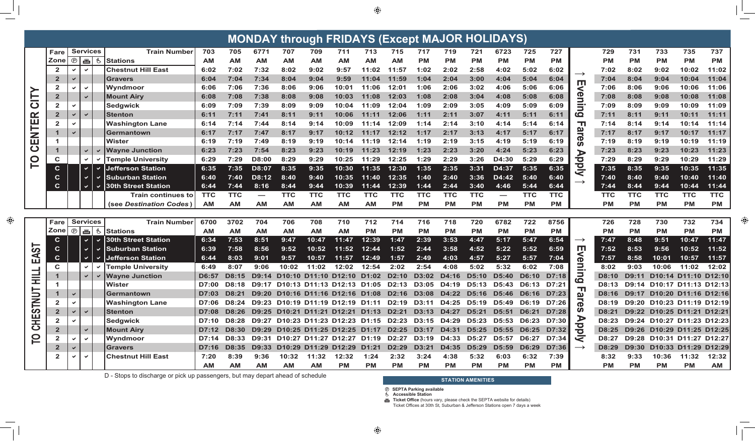# MONDAY through FRIDAYS (Except MAJOR HOLIDAYS)

## TO CENTER CITY

| Fare Zone | Parking | Ticket Office | Accessible | Train Number | 703 | 705 | 6771 | 707 | 709 | 711 | 713 | 715 | 717 | 719 | 721 | 6723 | 725 | 727 | | 729 | 731 | 733 | 735 | 737 |
|---|---|---|---|---|---|---|---|---|---|---|---|---|---|---|---|---|---|---|---|---|---|---|---|---|
| | | | | Stations | AM | AM | AM | AM | AM | AM | AM | AM | PM | PM | PM | PM | PM | PM | | PM | PM | PM | PM | PM |
| 2 | ✓ | ✓ | | Chestnut Hill East | 6:02 | 7:02 | 7:32 | 8:02 | 9:02 | 9:57 | 11:02 | 11:57 | 1:02 | 2:02 | 2:58 | 4:02 | 5:02 | 6:02 | → Evening Fares Apply → | 7:02 | 8:02 | 9:02 | 10:02 | 11:02 |
| 2 | ✓ | | | Gravers | 6:04 | 7:04 | 7:34 | 8:04 | 9:04 | 9:59 | 11:04 | 11:59 | 1:04 | 2:04 | 3:00 | 4:04 | 5:04 | 6:04 | | 7:04 | 8:04 | 9:04 | 10:04 | 11:04 |
| 2 | ✓ | ✓ | | Wyndmoor | 6:06 | 7:06 | 7:36 | 8:06 | 9:06 | 10:01 | 11:06 | 12:01 | 1:06 | 2:06 | 3:02 | 4:06 | 5:06 | 6:06 | | 7:06 | 8:06 | 9:06 | 10:06 | 11:06 |
| 2 | | ✓ | | Mount Airy | 6:08 | 7:08 | 7:38 | 8:08 | 9:08 | 10:03 | 11:08 | 12:03 | 1:08 | 2:08 | 3:04 | 4:08 | 5:08 | 6:08 | | 7:08 | 8:08 | 9:08 | 10:08 | 11:08 |
| 2 | ✓ | | | Sedgwick | 6:09 | 7:09 | 7:39 | 8:09 | 9:09 | 10:04 | 11:09 | 12:04 | 1:09 | 2:09 | 3:05 | 4:09 | 5:09 | 6:09 | | 7:09 | 8:09 | 9:09 | 10:09 | 11:09 |
| 2 | ✓ | ✓ | | Stenton | 6:11 | 7:11 | 7:41 | 8:11 | 9:11 | 10:06 | 11:11 | 12:06 | 1:11 | 2:11 | 3:07 | 4:11 | 5:11 | 6:11 | | 7:11 | 8:11 | 9:11 | 10:11 | 11:11 |
| 2 | ✓ | | | Washington Lane | 6:14 | 7:14 | 7:44 | 8:14 | 9:14 | 10:09 | 11:14 | 12:09 | 1:14 | 2:14 | 3:10 | 4:14 | 5:14 | 6:14 | | 7:14 | 8:14 | 9:14 | 10:14 | 11:14 |
| 1 | ✓ | | | Germantown | 6:17 | 7:17 | 7:47 | 8:17 | 9:17 | 10:12 | 11:17 | 12:12 | 1:17 | 2:17 | 3:13 | 4:17 | 5:17 | 6:17 | | 7:17 | 8:17 | 9:17 | 10:17 | 11:17 |
| 1 | | | | Wister | 6:19 | 7:19 | 7:49 | 8:19 | 9:19 | 10:14 | 11:19 | 12:14 | 1:19 | 2:19 | 3:15 | 4:19 | 5:19 | 6:19 | | 7:19 | 8:19 | 9:19 | 10:19 | 11:19 |
| 1 | | ✓ | ✓ | Wayne Junction | 6:23 | 7:23 | 7:54 | 8:23 | 9:23 | 10:19 | 11:23 | 12:19 | 1:23 | 2:23 | 3:20 | 4:24 | 5:23 | 6:23 | | 7:23 | 8:23 | 9:23 | 10:23 | 11:23 |
| C | | ✓ | ✓ | Temple University | 6:29 | 7:29 | D8:00 | 8:29 | 9:29 | 10:25 | 11:29 | 12:25 | 1:29 | 2:29 | 3:26 | D4:30 | 5:29 | 6:29 | | 7:29 | 8:29 | 9:29 | 10:29 | 11:29 |
| C | | ✓ | ✓ | Jefferson Station | 6:35 | 7:35 | D8:07 | 8:35 | 9:35 | 10:30 | 11:35 | 12:30 | 1:35 | 2:35 | 3:31 | D4:37 | 5:35 | 6:35 | | 7:35 | 8:35 | 9:35 | 10:35 | 11:35 |
| C | | ✓ | ✓ | Suburban Station | 6:40 | 7:40 | D8:12 | 8:40 | 9:40 | 10:35 | 11:40 | 12:35 | 1:40 | 2:40 | 3:36 | D4:42 | 5:40 | 6:40 | | 7:40 | 8:40 | 9:40 | 10:40 | 11:40 |
| C | | ✓ | ✓ | 30th Street Station | 6:44 | 7:44 | 8:16 | 8:44 | 9:44 | 10:39 | 11:44 | 12:39 | 1:44 | 2:44 | 3:40 | 4:46 | 5:44 | 6:44 | | 7:44 | 8:44 | 9:44 | 10:44 | 11:44 |
| | | | | Train continues to | TTC | TTC | — | TTC | TTC | TTC | TTC | TTC | TTC | TTC | TTC | — | TTC | TTC | | TTC | TTC | TTC | TTC | TTC |
| | | | | (see *Destination Codes*) | AM | AM | AM | AM | AM | AM | AM | PM | PM | PM | PM | PM | PM | PM | | PM | PM | PM | PM | PM |

## TO CHESTNUT HILL EAST

| Fare Zone | Parking | Ticket Office | Accessible | Train Number | 6700 | 3702 | 704 | 706 | 708 | 710 | 712 | 714 | 716 | 718 | 720 | 6782 | 722 | 8756 | | 726 | 728 | 730 | 732 | 734 |
|---|---|---|---|---|---|---|---|---|---|---|---|---|---|---|---|---|---|---|---|---|---|---|---|---|
| | | | | Stations | AM | AM | AM | AM | AM | AM | PM | PM | PM | PM | PM | PM | PM | PM | | PM | PM | PM | PM | PM |
| C | | ✓ | ✓ | 30th Street Station | 6:34 | 7:53 | 8:51 | 9:47 | 10:47 | 11:47 | 12:39 | 1:47 | 2:39 | 3:53 | 4:47 | 5:17 | 5:47 | 6:54 | → Evening Fares Apply → | 7:47 | 8:48 | 9:51 | 10:47 | 11:47 |
| C | | ✓ | ✓ | Suburban Station | 6:39 | 7:58 | 8:56 | 9:52 | 10:52 | 11:52 | 12:44 | 1:52 | 2:44 | 3:58 | 4:52 | 5:22 | 5:52 | 6:59 | | 7:52 | 8:53 | 9:56 | 10:52 | 11:52 |
| C | | ✓ | ✓ | Jefferson Station | 6:44 | 8:03 | 9:01 | 9:57 | 10:57 | 11:57 | 12:49 | 1:57 | 2:49 | 4:03 | 4:57 | 5:27 | 5:57 | 7:04 | | 7:57 | 8:58 | 10:01 | 10:57 | 11:57 |
| C | | ✓ | ✓ | Temple University | 6:49 | 8:07 | 9:06 | 10:02 | 11:02 | 12:02 | 12:54 | 2:02 | 2:54 | 4:08 | 5:02 | 5:32 | 6:02 | 7:08 | | 8:02 | 9:03 | 10:06 | 11:02 | 12:02 |
| 1 | | ✓ | ✓ | Wayne Junction | D6:57 | D8:15 | D9:14 | D10:10 | D11:10 | D12:10 | D1:02 | D2:10 | D3:02 | D4:16 | D5:10 | D5:40 | D6:10 | D7:18 | | D8:10 | D9:11 | D10:14 | D11:10 | D12:10 |
| 1 | | | | Wister | D7:00 | D8:18 | D9:17 | D10:13 | D11:13 | D12:13 | D1:05 | D2:13 | D3:05 | D4:19 | D5:13 | D5:43 | D6:13 | D7:21 | | D8:13 | D9:14 | D10:17 | D11:13 | D12:13 |
| 1 | ✓ | | | Germantown | D7:03 | D8:21 | D9:20 | D10:16 | D11:16 | D12:16 | D1:08 | D2:16 | D3:08 | D4:22 | D5:16 | D5:46 | D6:16 | D7:23 | | D8:16 | D9:17 | D10:20 | D11:16 | D12:16 |
| 2 | ✓ | | | Washington Lane | D7:06 | D8:24 | D9:23 | D10:19 | D11:19 | D12:19 | D1:11 | D2:19 | D3:11 | D4:25 | D5:19 | D5:49 | D6:19 | D7:26 | | D8:19 | D9:20 | D10:23 | D11:19 | D12:19 |
| 2 | ✓ | ✓ | | Stenton | D7:08 | D8:26 | D9:25 | D10:21 | D11:21 | D12:21 | D1:13 | D2:21 | D3:13 | D4:27 | D5:21 | D5:51 | D6:21 | D7:28 | | D8:21 | D9:22 | D10:25 | D11:21 | D12:21 |
| 2 | ✓ | | | Sedgwick | D7:10 | D8:28 | D9:27 | D10:23 | D11:23 | D12:23 | D1:15 | D2:23 | D3:15 | D4:29 | D5:23 | D5:53 | D6:23 | D7:30 | | D8:23 | D9:24 | D10:27 | D11:23 | D12:23 |
| 2 | | ✓ | | Mount Airy | D7:12 | D8:30 | D9:29 | D10:25 | D11:25 | D12:25 | D1:17 | D2:25 | D3:17 | D4:31 | D5:25 | D5:55 | D6:25 | D7:32 | | D8:25 | D9:26 | D10:29 | D11:25 | D12:25 |
| 2 | ✓ | ✓ | | Wyndmoor | D7:14 | D8:33 | D9:31 | D10:27 | D11:27 | D12:27 | D1:19 | D2:27 | D3:19 | D4:33 | D5:27 | D5:57 | D6:27 | D7:34 | | D8:27 | D9:28 | D10:31 | D11:27 | D12:27 |
| 2 | ✓ | | | Gravers | D7:16 | D8:35 | D9:33 | D10:29 | D11:29 | D12:29 | D1:21 | D2:29 | D3:21 | D4:35 | D5:29 | D5:59 | D6:29 | D7:36 | | D8:29 | D9:30 | D10:33 | D11:29 | D12:29 |
| 2 | ✓ | ✓ | | Chestnut Hill East | 7:20 | 8:39 | 9:36 | 10:32 | 11:32 | 12:32 | 1:24 | 2:32 | 3:24 | 4:38 | 5:32 | 6:03 | 6:32 | 7:39 | | 8:32 | 9:33 | 10:36 | 11:32 | 12:32 |
| | | | | | AM | AM | AM | AM | AM | PM | PM | PM | PM | PM | PM | PM | PM | PM | | PM | PM | PM | PM | AM |

D - Stops to discharge or pick up passengers, but may depart ahead of schedule

**STATION AMENITIES**

- Ⓟ **SEPTA Parking available**
- ♿ **Accessible Station**
- **Ticket Office** (hours vary, please check the SEPTA website for details)
  Ticket Offices at 30th St, Suburban & Jefferson Stations open 7 days a week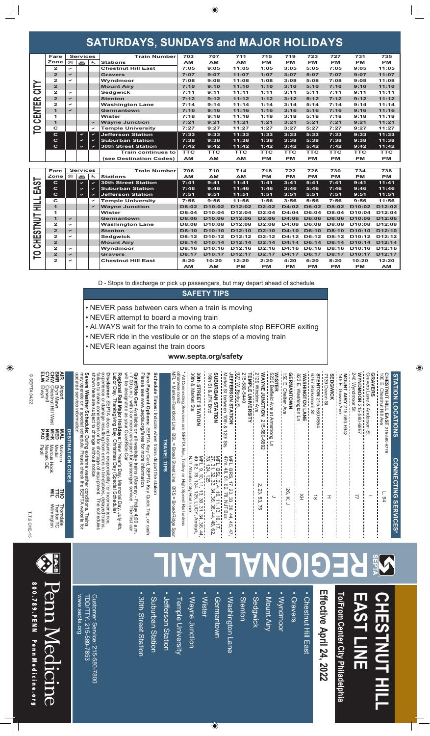# SATURDAYS, SUNDAYS and MAJOR HOLIDAYS

## TO CENTER CITY

| Fare Zone | Services Ⓟ | Services 🚲 | Services ♿ | Stations / Train Number | 703 | 707 | 711 | 715 | 719 | 723 | 727 | 731 | 735 |
|---|---|---|---|---|---|---|---|---|---|---|---|---|---|
| | | | | | AM | AM | AM | PM | PM | PM | PM | PM | PM |
| 2 | ✓ | | | Chestnut Hill East | 7:05 | 9:05 | 11:05 | 1:05 | 3:05 | 5:05 | 7:05 | 9:05 | 11:05 |
| 2 | ✓ | | | Gravers | 7:07 | 9:07 | 11:07 | 1:07 | 3:07 | 5:07 | 7:07 | 9:07 | 11:07 |
| 2 | ✓ | | | Wyndmoor | 7:08 | 9:08 | 11:08 | 1:08 | 3:08 | 5:08 | 7:08 | 9:08 | 11:08 |
| 2 | | | | Mount Airy | 7:10 | 9:10 | 11:10 | 1:10 | 3:10 | 5:10 | 7:10 | 9:10 | 11:10 |
| 2 | ✓ | | | Sedgwick | 7:11 | 9:11 | 11:11 | 1:11 | 3:11 | 5:11 | 7:11 | 9:11 | 11:11 |
| 2 | ✓ | | | Stenton | 7:12 | 9:12 | 11:12 | 1:12 | 3:12 | 5:12 | 7:12 | 9:12 | 11:12 |
| 2 | ✓ | | | Washington Lane | 7:14 | 9:14 | 11:14 | 1:14 | 3:14 | 5:14 | 7:14 | 9:14 | 11:14 |
| 1 | ✓ | | | Germantown | 7:16 | 9:16 | 11:16 | 1:16 | 3:16 | 5:16 | 7:16 | 9:16 | 11:16 |
| 1 | | | | Wister | 7:18 | 9:18 | 11:18 | 1:18 | 3:18 | 5:18 | 7:18 | 9:18 | 11:18 |
| 1 | | | ✓ | Wayne Junction | 7:21 | 9:21 | 11:21 | 1:21 | 3:21 | 5:21 | 7:21 | 9:21 | 11:21 |
| C | | | ✓ | Temple University | 7:27 | 9:27 | 11:27 | 1:27 | 3:27 | 5:27 | 7:27 | 9:27 | 11:27 |
| C | | ✓ | ✓ | Jefferson Station | 7:33 | 9:33 | 11:33 | 1:33 | 3:33 | 5:33 | 7:33 | 9:33 | 11:33 |
| C | | ✓ | ✓ | Suburban Station | 7:38 | 9:38 | 11:38 | 1:38 | 3:38 | 5:38 | 7:38 | 9:38 | 11:38 |
| C | | ✓ | ✓ | 30th Street Station | 7:42 | 9:42 | 11:42 | 1:42 | 3:42 | 5:42 | 7:42 | 9:42 | 11:42 |
| | | | | Train continues to | TTC | TTC | TTC | TTC | TTC | TTC | TTC | TTC | TTC |
| | | | | (see Destination Codes) | AM | AM | AM | PM | PM | PM | PM | PM | PM |

## TO CHESTNUT HILL EAST

| Fare Zone | Services Ⓟ | Services 🚲 | Services ♿ | Stations / Train Number | 706 | 710 | 714 | 718 | 722 | 726 | 730 | 734 | 738 |
|---|---|---|---|---|---|---|---|---|---|---|---|---|---|
| | | | | | AM | AM | AM | PM | PM | PM | PM | PM | PM |
| C | | ✓ | ✓ | 30th Street Station | 7:41 | 9:41 | 11:41 | 1:41 | 3:41 | 5:41 | 7:41 | 9:41 | 11:41 |
| C | | ✓ | ✓ | Suburban Station | 7:46 | 9:46 | 11:46 | 1:46 | 3:46 | 5:46 | 7:46 | 9:46 | 11:46 |
| C | | ✓ | ✓ | Jefferson Station | 7:51 | 9:51 | 11:51 | 1:51 | 3:51 | 5:51 | 7:51 | 9:51 | 11:51 |
| C | | | ✓ | Temple University | 7:56 | 9:56 | 11:56 | 1:56 | 3:56 | 5:56 | 7:56 | 9:56 | 11:56 |
| 1 | | | ✓ | Wayne Junction | D8:02 | D10:02 | D12:02 | D2:02 | D4:02 | D6:02 | D8:02 | D10:02 | D12:02 |
| 1 | | | | Wister | D8:04 | D10:04 | D12:04 | D2:04 | D4:04 | D6:04 | D8:04 | D10:04 | D12:04 |
| 1 | ✓ | | | Germantown | D8:06 | D10:06 | D12:06 | D2:06 | D4:06 | D6:06 | D8:06 | D10:06 | D12:06 |
| 2 | ✓ | | | Washington Lane | D8:08 | D10:08 | D12:08 | D2:08 | D4:08 | D6:08 | D8:08 | D10:08 | D12:08 |
| 2 | ✓ | | | Stenton | D8:10 | D10:10 | D12:10 | D2:10 | D4:10 | D6:10 | D8:10 | D10:10 | D12:10 |
| 2 | ✓ | | | Sedgwick | D8:12 | D10:12 | D12:12 | D2:12 | D4:12 | D6:12 | D8:12 | D10:12 | D12:12 |
| 2 | | | | Mount Airy | D8:14 | D10:14 | D12:14 | D2:14 | D4:14 | D6:14 | D8:14 | D10:14 | D12:14 |
| 2 | ✓ | | | Wyndmoor | D8:16 | D10:16 | D12:16 | D2:16 | D4:16 | D6:16 | D8:16 | D10:16 | D12:16 |
| 2 | ✓ | | | Gravers | D8:17 | D10:17 | D12:17 | D2:17 | D4:17 | D6:17 | D8:17 | D10:17 | D12:17 |
| 2 | ✓ | | | Chestnut Hill East | 8:20 | 10:20 | 12:20 | 2:20 | 4:20 | 6:20 | 8:20 | 10:20 | 12:20 |
| | | | | | AM | AM | PM | PM | PM | PM | PM | PM | AM |

D - Stops to discharge or pick up passengers, but may depart ahead of schedule

## SAFETY TIPS

- NEVER pass between cars when a train is moving
- NEVER attempt to board a moving train
- ALWAYS wait for the train to come to a complete stop BEFORE exiting
- NEVER ride in the vestibule or on the steps of a moving train
- NEVER lean against the train doors

**www.septa.org/safety**

## STATION LOCATIONS

| Station | Connecting Services* |
|---|---|
| **CHESTNUT HILL EAST** 215-580-6776, 100 E. Chestnut Hill Ave | L, 94 |
| **GRAVERS** Gravers Lane & Anderson St | L |
| **WYNDMOOR** 215-580-6897, 246 Wyndmoor St | 77 |
| **MOUNT AIRY** 215-580-6942, 149 E. Gowen Ave | |
| **SEDGWICK** 7139 Devon St | H |
| **STENTON** 215-580-6854, 6797 Blakemore St | 18 |
| **WASHINGTON LANE** 823 E. Washington Ln | XH |
| **GERMANTOWN** 150 E. Chelten Ave | 26, K, J |
| **WISTER** 5230 Belfield Ave at Armstrong Ln | J |
| **WAYNE JUNCTION** 215-580-6892, 2129 Windrim Ave | 2, 23, 53, 75 |
| **TEMPLE UNIVERSITY** 215-580-5440, 927 W. Berks St | |
| **JEFFERSON STATION** Market St between 10th & 12th Sts | MFL, BRS, 17, 23, 33, 38, 44, 45, 47, 47m, 48, 61, 62, 78, NJT Bus |
| **SUBURBAN STATION** 16th St & JFK Blvd | MFL, BSL, 2, 4, 10, 11, 13, 16, 17, 27, 31, 32, 33, 34, 36, 38, 44, 48, 62, 78, 124, 125 |
| **30th STREET STATION** 30th & Market Sts | MFL, 9, 10, 11, 13, 30, 31, 34, 36, 44, 49, 62, 78, 124, 125, LUCY, Amtrak, NJT Atlantic City Rail Line |

* All Connecting Services are SEPTA Bus, Trolley or High Speed Rail unless otherwise noted.
MFL = Market-Frankford Line BSL = Broad Street Line BRS = Broad-Ridge Spur

## TRAVEL TIPS

**Schedule Times:** Indicate when trains depart the station

**Fare Payment Options:** SEPTA Key Card, SEPTA Key Quick Trip, or cash. Please see www.septa.org/fares for more information.

**QuietRide Car:** Available on all weekday trains (Monday - Friday 4:00 a.m. - 7:00 p.m.) with two or more cars open for passenger service. The first car will be designated as your QuietRide Car.

**Regional Rail Major Holidays:** New Year's Day, Memorial Day, July 4th, Labor Day, Thanksgiving Day, Christmas Day (Special Schedule)

**Disclaimer:** SEPTA does not assume responsibility for inconvenience, expense or damage resulting from errors in timetables, delayed trains, failure to make connections or for shortage of equipment. The schedules shown here are subject to change without notice

**Severe Weather Schedule:** During extreme weather conditions, Trains may operate on a special schedule. Please check the SEPTA website for updated service information

## DESTINATION CODES

| | | | | | |
|---|---|---|---|---|---|
| AIR | Airport | MAL | Malvern | THO | Thorndale |
| BMR | Bryn Mawr | MED | Media | TTC | Trenton TC |
| CHW | Chestnut Hill West | MHK | Marcus Hook | WIL | Wilmington |
| CYN | Cynwyd | NWK | Newark DE | | |
| ELW | Elwyn | PAO | Paoli | | |

© SEPTA 04/22 T.T.6 CHE-15

# SEPTA REGIONAL RAIL

# CHESTNUT HILL EAST LINE

**To/From Center City Philadelphia**

**Effective April 24, 2022**

- Chestnut Hill East
- Gravers
- Wyndmoor
- Mount Airy
- Sedgwick
- Stenton
- Washington Lane
- Germantown
- Wister
- Wayne Junction
- Temple University
- Jefferson Station
- Suburban Station
- 30th Street Station

Customer Service: 215-580-7800
TDD/TTY: 215-580-7853
www.septa.org

Penn Medicine
800.789.PENN PennMedicine.org